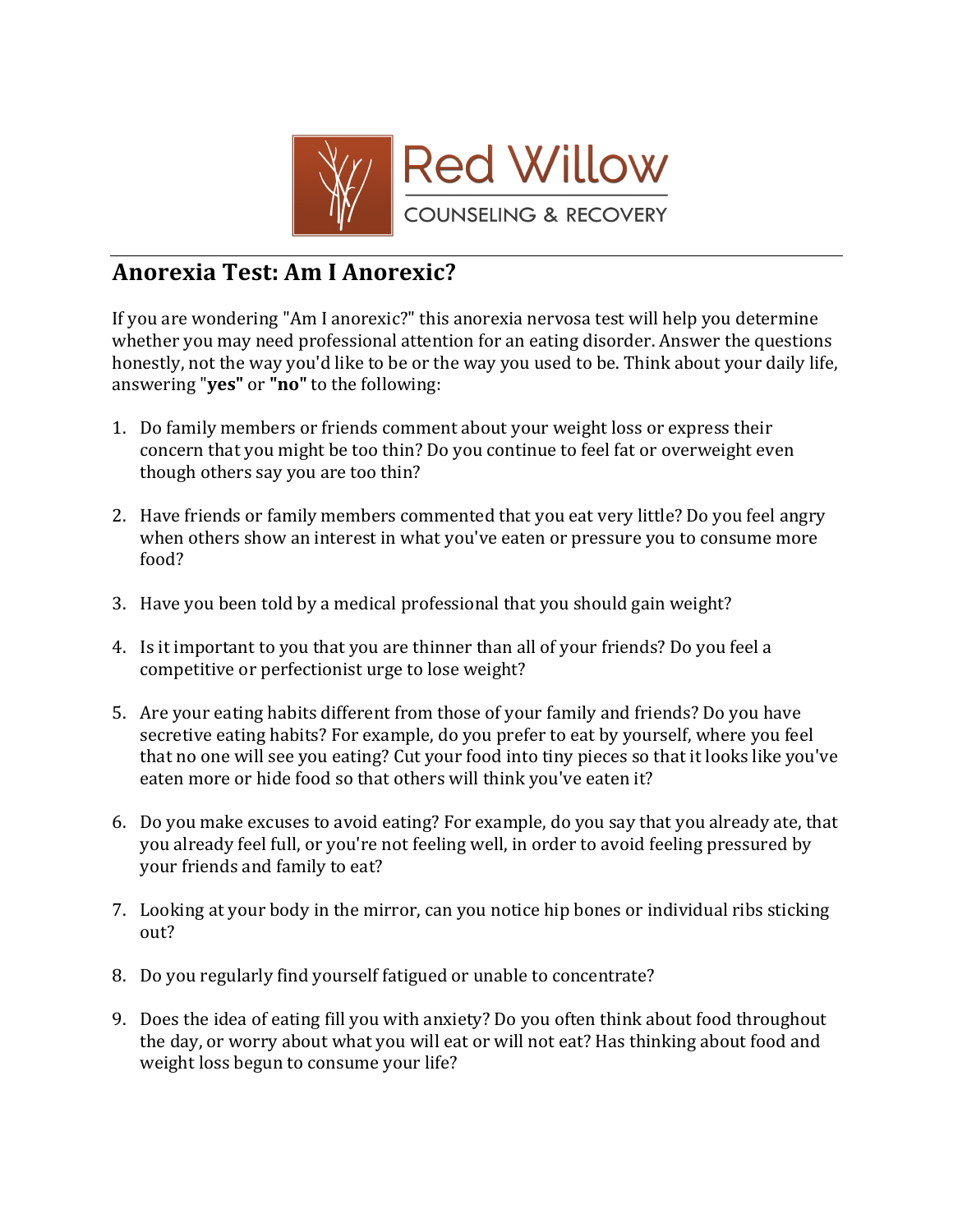Red Willow

COUNSELING & RECOVERY

## Anorexia Test: Am I Anorexic?

If you are wondering "Am I anorexic?" this anorexia nervosa test will help you determine whether you may need professional attention for an eating disorder. Answer the questions honestly, not the way you'd like to be or the way you used to be. Think about your daily life, answering "**yes"** or **"no"** to the following:

1. Do family members or friends comment about your weight loss or express their concern that you might be too thin? Do you continue to feel fat or overweight even though others say you are too thin?

2. Have friends or family members commented that you eat very little? Do you feel angry when others show an interest in what you've eaten or pressure you to consume more food?

3. Have you been told by a medical professional that you should gain weight?

4. Is it important to you that you are thinner than all of your friends? Do you feel a competitive or perfectionist urge to lose weight?

5. Are your eating habits different from those of your family and friends? Do you have secretive eating habits? For example, do you prefer to eat by yourself, where you feel that no one will see you eating? Cut your food into tiny pieces so that it looks like you've eaten more or hide food so that others will think you've eaten it?

6. Do you make excuses to avoid eating? For example, do you say that you already ate, that you already feel full, or you're not feeling well, in order to avoid feeling pressured by your friends and family to eat?

7. Looking at your body in the mirror, can you notice hip bones or individual ribs sticking out?

8. Do you regularly find yourself fatigued or unable to concentrate?

9. Does the idea of eating fill you with anxiety? Do you often think about food throughout the day, or worry about what you will eat or will not eat? Has thinking about food and weight loss begun to consume your life?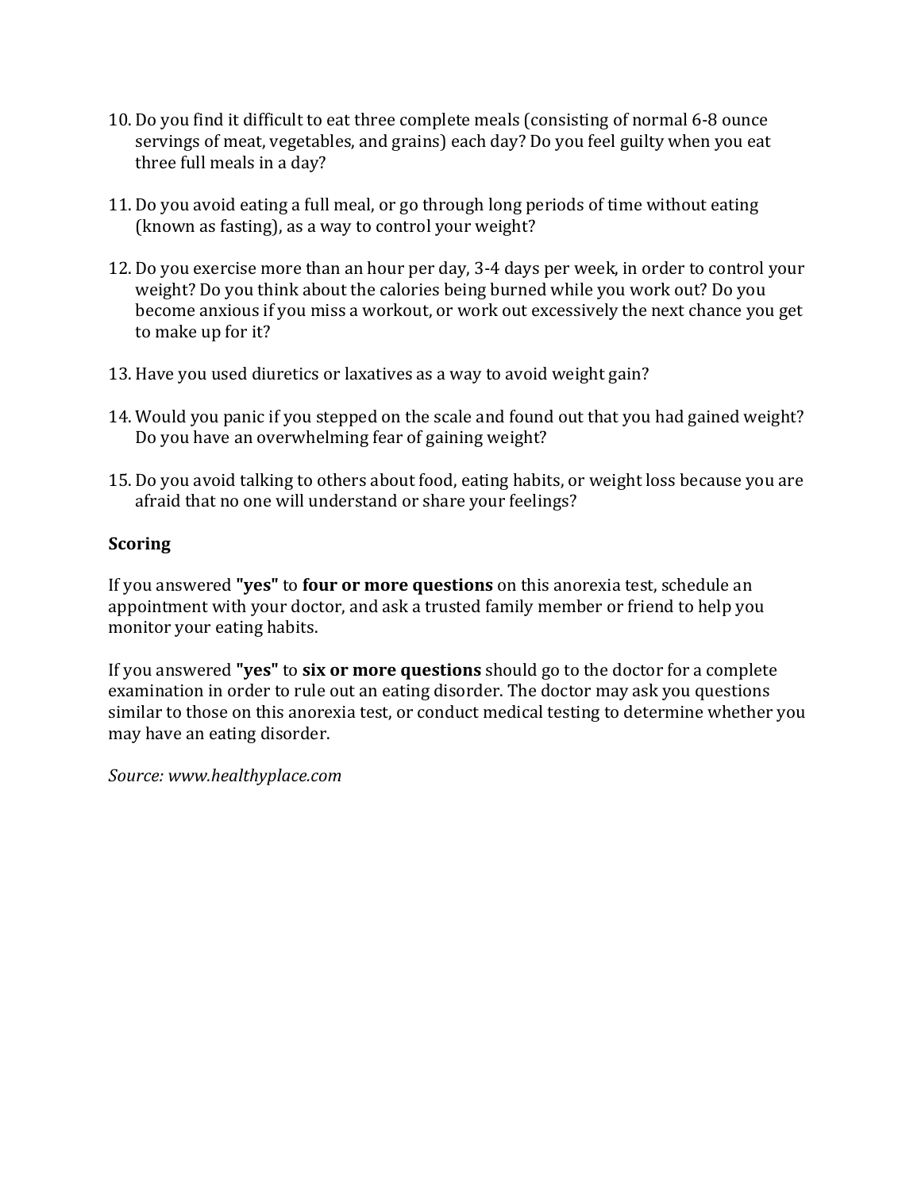10. Do you find it difficult to eat three complete meals (consisting of normal 6-8 ounce servings of meat, vegetables, and grains) each day? Do you feel guilty when you eat three full meals in a day?

11. Do you avoid eating a full meal, or go through long periods of time without eating (known as fasting), as a way to control your weight?

12. Do you exercise more than an hour per day, 3-4 days per week, in order to control your weight? Do you think about the calories being burned while you work out? Do you become anxious if you miss a workout, or work out excessively the next chance you get to make up for it?

13. Have you used diuretics or laxatives as a way to avoid weight gain?

14. Would you panic if you stepped on the scale and found out that you had gained weight? Do you have an overwhelming fear of gaining weight?

15. Do you avoid talking to others about food, eating habits, or weight loss because you are afraid that no one will understand or share your feelings?

**Scoring**

If you answered **"yes"** to **four or more questions** on this anorexia test, schedule an appointment with your doctor, and ask a trusted family member or friend to help you monitor your eating habits.

If you answered **"yes"** to **six or more questions** should go to the doctor for a complete examination in order to rule out an eating disorder. The doctor may ask you questions similar to those on this anorexia test, or conduct medical testing to determine whether you may have an eating disorder.

*Source: www.healthyplace.com*